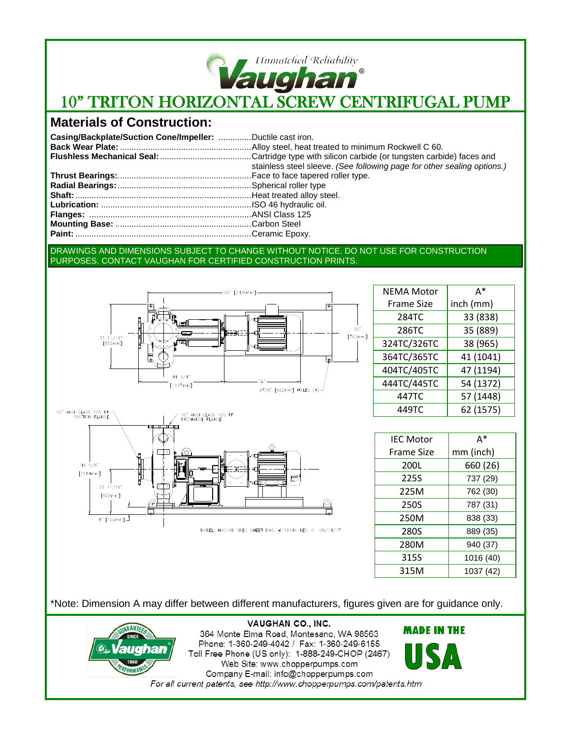Unmatched Reliability

Vaughan®

# 10" TRITON HORIZONTAL SCREW CENTRIFUGAL PUMP

## Materials of Construction:

**Casing/Backplate/Suction Cone/Impeller:** ..............Ductile cast iron.
**Back Wear Plate:**........................................................Alloy steel, heat treated to minimum Rockwell C 60.
**Flushless Mechanical Seal:**.......................................Cartridge type with silicon carbide (or tungsten carbide) faces and stainless steel sleeve. *(See following page for other sealing options.)*
**Thrust Bearings:**.........................................................Face to face tapered roller type.
**Radial Bearings:**.........................................................Spherical roller type
**Shaft:**...........................................................................Heat treated alloy steel.
**Lubrication:** ................................................................ISO 46 hydraulic oil.
**Flanges:** .....................................................................ANSI Class 125
**Mounting Base:** ..........................................................Carbon Steel
**Paint:** ...........................................................................Ceramic Epoxy.

DRAWINGS AND DIMENSIONS SUBJECT TO CHANGE WITHOUT NOTICE. DO NOT USE FOR CONSTRUCTION PURPOSES. CONTACT VAUGHAN FOR CERTIFIED CONSTRUCTION PRINTS.

96" [2438mm]
33 11/16" [855mm]
30" [762mm]
41 3/4" [1137mm]
"A"
⌀7/8" [22mm] HOLES (4)
10" ANSI CLASS 125 RF SUCTION FLANGE
10" ANSI CLASS 125 FF DISCHARGE FLANGE
46 5/8" [1184mm]
23 11/16" [602mm]
4" [102mm]

MODEL: HSC10D SPEC SHEET DWG. #119345 REV. 0 08/14/17

| NEMA Motor Frame Size | A* inch (mm) |
|---|---|
| 284TC | 33 (838) |
| 286TC | 35 (889) |
| 324TC/326TC | 38 (965) |
| 364TC/365TC | 41 (1041) |
| 404TC/405TC | 47 (1194) |
| 444TC/445TC | 54 (1372) |
| 447TC | 57 (1448) |
| 449TC | 62 (1575) |

| IEC Motor Frame Size | A* mm (inch) |
|---|---|
| 200L | 660 (26) |
| 225S | 737 (29) |
| 225M | 762 (30) |
| 250S | 787 (31) |
| 250M | 838 (33) |
| 280S | 889 (35) |
| 280M | 940 (37) |
| 315S | 1016 (40) |
| 315M | 1037 (42) |

*Note: Dimension A may differ between different manufacturers, figures given are for guidance only.

**VAUGHAN CO., INC.**
364 Monte Elma Road, Montesano, WA 98563
Phone: 1-360-249-4042 / Fax: 1-360-249-6155
Toll Free Phone (US only): 1-888-249-CHOP (2467)
Web Site: www.chopperpumps.com
Company E-mail: info@chopperpumps.com
*For all current patents, see http://www.chopperpumps.com/patents.htm*

GUARANTEED PERFORMANCE SINCE 1960 Vaughan

MADE IN THE USA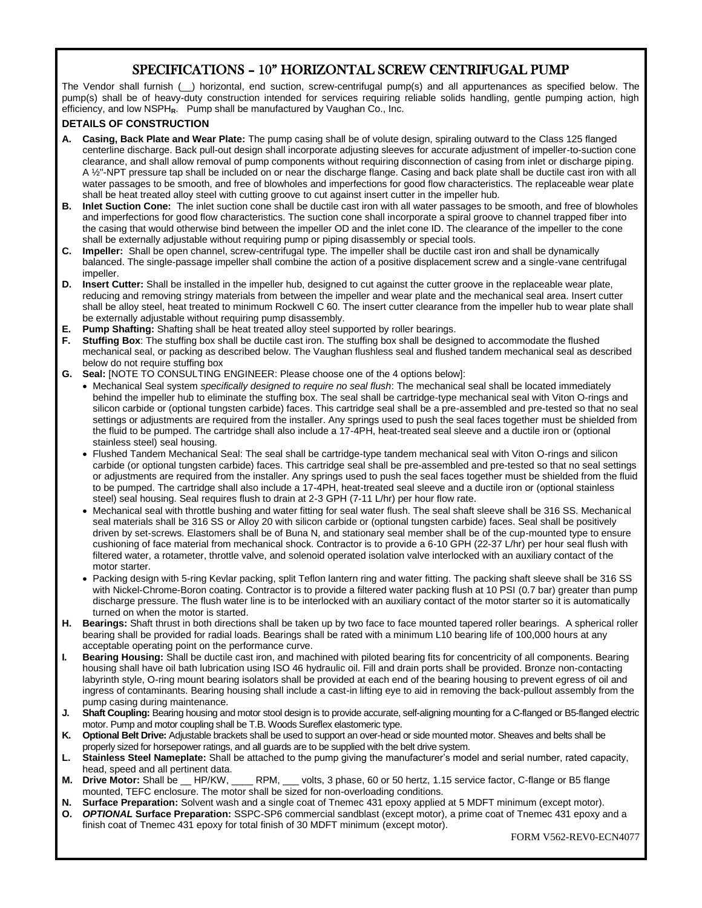# SPECIFICATIONS – 10" HORIZONTAL SCREW CENTRIFUGAL PUMP

The Vendor shall furnish (__) horizontal, end suction, screw-centrifugal pump(s) and all appurtenances as specified below. The pump(s) shall be of heavy-duty construction intended for services requiring reliable solids handling, gentle pumping action, high efficiency, and low $NSPH_R$. Pump shall be manufactured by Vaughan Co., Inc.

**DETAILS OF CONSTRUCTION**

**A. Casing, Back Plate and Wear Plate:** The pump casing shall be of volute design, spiraling outward to the Class 125 flanged centerline discharge. Back pull-out design shall incorporate adjusting sleeves for accurate adjustment of impeller-to-suction cone clearance, and shall allow removal of pump components without requiring disconnection of casing from inlet or discharge piping. A ½"-NPT pressure tap shall be included on or near the discharge flange. Casing and back plate shall be ductile cast iron with all water passages to be smooth, and free of blowholes and imperfections for good flow characteristics. The replaceable wear plate shall be heat treated alloy steel with cutting groove to cut against insert cutter in the impeller hub.

**B. Inlet Suction Cone:** The inlet suction cone shall be ductile cast iron with all water passages to be smooth, and free of blowholes and imperfections for good flow characteristics. The suction cone shall incorporate a spiral groove to channel trapped fiber into the casing that would otherwise bind between the impeller OD and the inlet cone ID. The clearance of the impeller to the cone shall be externally adjustable without requiring pump or piping disassembly or special tools.

**C. Impeller:** Shall be open channel, screw-centrifugal type. The impeller shall be ductile cast iron and shall be dynamically balanced. The single-passage impeller shall combine the action of a positive displacement screw and a single-vane centrifugal impeller.

**D. Insert Cutter:** Shall be installed in the impeller hub, designed to cut against the cutter groove in the replaceable wear plate, reducing and removing stringy materials from between the impeller and wear plate and the mechanical seal area. Insert cutter shall be alloy steel, heat treated to minimum Rockwell C 60. The insert cutter clearance from the impeller hub to wear plate shall be externally adjustable without requiring pump disassembly.

**E. Pump Shafting:** Shafting shall be heat treated alloy steel supported by roller bearings.

**F. Stuffing Box**: The stuffing box shall be ductile cast iron. The stuffing box shall be designed to accommodate the flushed mechanical seal, or packing as described below. The Vaughan flushless seal and flushed tandem mechanical seal as described below do not require stuffing box

**G. Seal:** [NOTE TO CONSULTING ENGINEER: Please choose one of the 4 options below]:

- Mechanical Seal system *specifically designed to require no seal flush*: The mechanical seal shall be located immediately behind the impeller hub to eliminate the stuffing box. The seal shall be cartridge-type mechanical seal with Viton O-rings and silicon carbide or (optional tungsten carbide) faces. This cartridge seal shall be a pre-assembled and pre-tested so that no seal settings or adjustments are required from the installer. Any springs used to push the seal faces together must be shielded from the fluid to be pumped. The cartridge shall also include a 17-4PH, heat-treated seal sleeve and a ductile iron or (optional stainless steel) seal housing.
- Flushed Tandem Mechanical Seal: The seal shall be cartridge-type tandem mechanical seal with Viton O-rings and silicon carbide (or optional tungsten carbide) faces. This cartridge seal shall be pre-assembled and pre-tested so that no seal settings or adjustments are required from the installer. Any springs used to push the seal faces together must be shielded from the fluid to be pumped. The cartridge shall also include a 17-4PH, heat-treated seal sleeve and a ductile iron or (optional stainless steel) seal housing. Seal requires flush to drain at 2-3 GPH (7-11 L/hr) per hour flow rate.
- Mechanical seal with throttle bushing and water fitting for seal water flush. The seal shaft sleeve shall be 316 SS. Mechanical seal materials shall be 316 SS or Alloy 20 with silicon carbide or (optional tungsten carbide) faces. Seal shall be positively driven by set-screws. Elastomers shall be of Buna N, and stationary seal member shall be of the cup-mounted type to ensure cushioning of face material from mechanical shock. Contractor is to provide a 6-10 GPH (22-37 L/hr) per hour seal flush with filtered water, a rotameter, throttle valve, and solenoid operated isolation valve interlocked with an auxiliary contact of the motor starter.
- Packing design with 5-ring Kevlar packing, split Teflon lantern ring and water fitting. The packing shaft sleeve shall be 316 SS with Nickel-Chrome-Boron coating. Contractor is to provide a filtered water packing flush at 10 PSI (0.7 bar) greater than pump discharge pressure. The flush water line is to be interlocked with an auxiliary contact of the motor starter so it is automatically turned on when the motor is started.

**H. Bearings:** Shaft thrust in both directions shall be taken up by two face to face mounted tapered roller bearings. A spherical roller bearing shall be provided for radial loads. Bearings shall be rated with a minimum L10 bearing life of 100,000 hours at any acceptable operating point on the performance curve.

**I. Bearing Housing:** Shall be ductile cast iron, and machined with piloted bearing fits for concentricity of all components. Bearing housing shall have oil bath lubrication using ISO 46 hydraulic oil. Fill and drain ports shall be provided. Bronze non-contacting labyrinth style, O-ring mount bearing isolators shall be provided at each end of the bearing housing to prevent egress of oil and ingress of contaminants. Bearing housing shall include a cast-in lifting eye to aid in removing the back-pullout assembly from the pump casing during maintenance.

**J. Shaft Coupling:** Bearing housing and motor stool design is to provide accurate, self-aligning mounting for a C-flanged or B5-flanged electric motor. Pump and motor coupling shall be T.B. Woods Sureflex elastomeric type.

**K. Optional Belt Drive:** Adjustable brackets shall be used to support an over-head or side mounted motor. Sheaves and belts shall be properly sized for horsepower ratings, and all guards are to be supplied with the belt drive system.

**L. Stainless Steel Nameplate:** Shall be attached to the pump giving the manufacturer's model and serial number, rated capacity, head, speed and all pertinent data.

**M. Drive Motor:** Shall be __ HP/KW, ____ RPM, ___ volts, 3 phase, 60 or 50 hertz, 1.15 service factor, C-flange or B5 flange mounted, TEFC enclosure. The motor shall be sized for non-overloading conditions.

**N. Surface Preparation:** Solvent wash and a single coat of Tnemec 431 epoxy applied at 5 MDFT minimum (except motor).

**O. *OPTIONAL* Surface Preparation:** SSPC-SP6 commercial sandblast (except motor), a prime coat of Tnemec 431 epoxy and a finish coat of Tnemec 431 epoxy for total finish of 30 MDFT minimum (except motor).

FORM V562-REV0-ECN4077